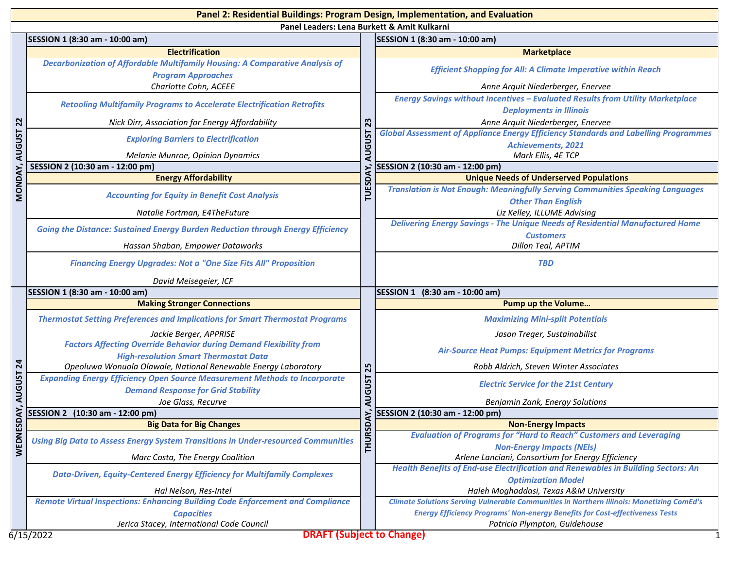# Panel 2: Residential Buildings: Program Design, Implementation, and Evaluation

**Panel Leaders: Lena Burkett & Amit Kulkarni**

## MONDAY, AUGUST 22

### SESSION 1 (8:30 am - 10:00 am)

**Electrification**

*Decarbonization of Affordable Multifamily Housing: A Comparative Analysis of Program Approaches*
*Charlotte Cohn, ACEEE*

*Retooling Multifamily Programs to Accelerate Electrification Retrofits*
*Nick Dirr, Association for Energy Affordability*

*Exploring Barriers to Electrification*
*Melanie Munroe, Opinion Dynamics*

### SESSION 2 (10:30 am - 12:00 pm)

**Energy Affordability**

*Accounting for Equity in Benefit Cost Analysis*
*Natalie Fortman, E4TheFuture*

*Going the Distance: Sustained Energy Burden Reduction through Energy Efficiency*
*Hassan Shaban, Empower Dataworks*

*Financing Energy Upgrades: Not a "One Size Fits All" Proposition*
*David Meisegeier, ICF*

## TUESDAY, AUGUST 23

### SESSION 1 (8:30 am - 10:00 am)

**Marketplace**

*Efficient Shopping for All: A Climate Imperative within Reach*
*Anne Arquit Niederberger, Enervee*

*Energy Savings without Incentives – Evaluated Results from Utility Marketplace Deployments in Illinois*
*Anne Arquit Niederberger, Enervee*

*Global Assessment of Appliance Energy Efficiency Standards and Labelling Programmes Achievements, 2021*
*Mark Ellis, 4E TCP*

### SESSION 2 (10:30 am - 12:00 pm)

**Unique Needs of Underserved Populations**

*Translation is Not Enough: Meaningfully Serving Communities Speaking Languages Other Than English*
*Liz Kelley, ILLUME Advising*

*Delivering Energy Savings - The Unique Needs of Residential Manufactured Home Customers*
*Dillon Teal, APTIM*

*TBD*

## WEDNESDAY, AUGUST 24

### SESSION 1 (8:30 am - 10:00 am)

**Making Stronger Connections**

*Thermostat Setting Preferences and Implications for Smart Thermostat Programs*
*Jackie Berger, APPRISE*

*Factors Affecting Override Behavior during Demand Flexibility from High-resolution Smart Thermostat Data*
*Opeoluwa Wonuola Olawale, National Renewable Energy Laboratory*

*Expanding Energy Efficiency Open Source Measurement Methods to Incorporate Demand Response for Grid Stability*
*Joe Glass, Recurve*

### SESSION 2 (10:30 am - 12:00 pm)

**Big Data for Big Changes**

*Using Big Data to Assess Energy System Transitions in Under-resourced Communities*
*Marc Costa, The Energy Coalition*

*Data-Driven, Equity-Centered Energy Efficiency for Multifamily Complexes*
*Hal Nelson, Res-Intel*

*Remote Virtual Inspections: Enhancing Building Code Enforcement and Compliance Capacities*
*Jerica Stacey, International Code Council*

## THURSDAY, AUGUST 25

### SESSION 1 (8:30 am - 10:00 am)

**Pump up the Volume…**

*Maximizing Mini-split Potentials*
*Jason Treger, Sustainabilist*

*Air-Source Heat Pumps: Equipment Metrics for Programs*
*Robb Aldrich, Steven Winter Associates*

*Electric Service for the 21st Century*
*Benjamin Zank, Energy Solutions*

### SESSION 2 (10:30 am - 12:00 pm)

**Non-Energy Impacts**

*Evaluation of Programs for "Hard to Reach" Customers and Leveraging Non-Energy Impacts (NEIs)*
*Arlene Lanciani, Consortium for Energy Efficiency*

*Health Benefits of End-use Electrification and Renewables in Building Sectors: An Optimization Model*
*Haleh Moghaddasi, Texas A&M University*

*Climate Solutions Serving Vulnerable Communities in Northern Illinois: Monetizing ComEd's Energy Efficiency Programs' Non-energy Benefits for Cost-effectiveness Tests*
*Patricia Plympton, Guidehouse*

6/15/2022 **DRAFT (Subject to Change)**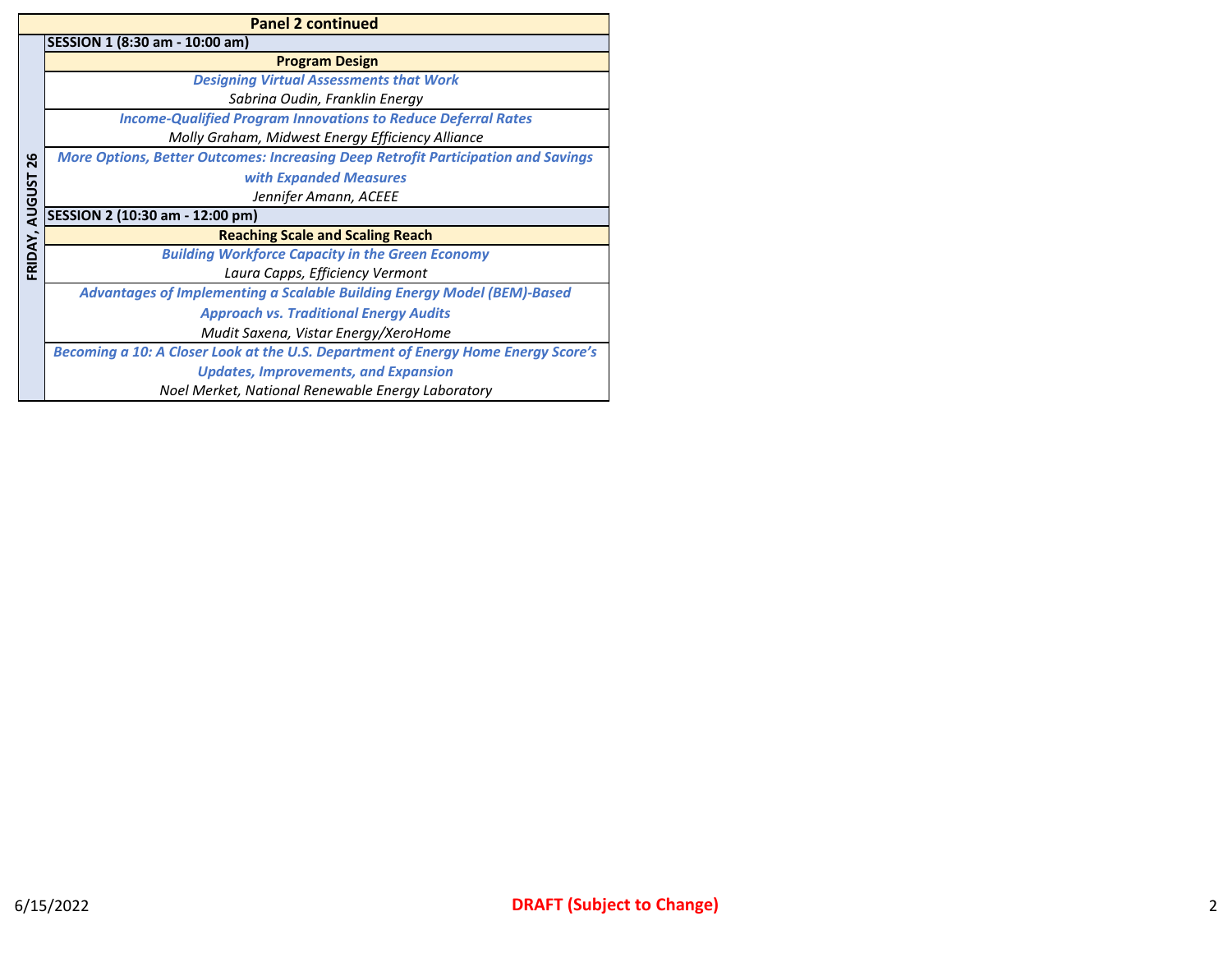| Panel 2 continued | |
|---|---|
| FRIDAY, AUGUST 26 | **SESSION 1 (8:30 am - 10:00 am)** |
| | **Program Design** |
| | ***Designing Virtual Assessments that Work***<br>*Sabrina Oudin, Franklin Energy* |
| | ***Income-Qualified Program Innovations to Reduce Deferral Rates***<br>*Molly Graham, Midwest Energy Efficiency Alliance* |
| | ***More Options, Better Outcomes: Increasing Deep Retrofit Participation and Savings with Expanded Measures***<br>*Jennifer Amann, ACEEE* |
| | **SESSION 2 (10:30 am - 12:00 pm)** |
| | **Reaching Scale and Scaling Reach** |
| | ***Building Workforce Capacity in the Green Economy***<br>*Laura Capps, Efficiency Vermont* |
| | ***Advantages of Implementing a Scalable Building Energy Model (BEM)-Based Approach vs. Traditional Energy Audits***<br>*Mudit Saxena, Vistar Energy/XeroHome* |
| | ***Becoming a 10: A Closer Look at the U.S. Department of Energy Home Energy Score's Updates, Improvements, and Expansion***<br>*Noel Merket, National Renewable Energy Laboratory* |

6/15/2022

**DRAFT (Subject to Change)**